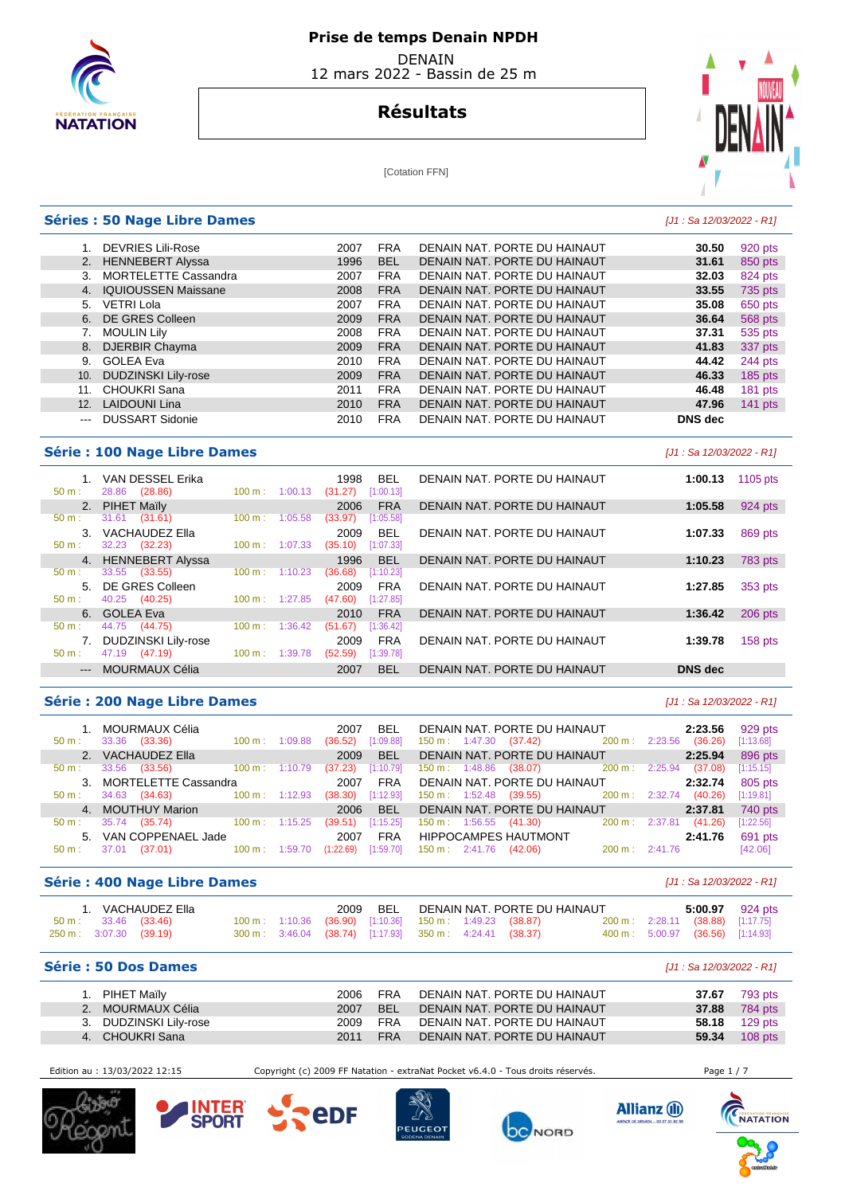# Prise de temps Denain NPDH

DENAIN
12 mars 2022 - Bassin de 25 m

## Résultats

[Cotation FFN]

### Séries : 50 Nage Libre Dames

*[J1 : Sa 12/03/2022 - R1]*

| Rang | Nom | Année | Nat. | Club | Temps | Points |
|---|---|---|---|---|---|---|
| 1. | DEVRIES Lili-Rose | 2007 | FRA | DENAIN NAT. PORTE DU HAINAUT | **30.50** | 920 pts |
| 2. | HENNEBERT Alyssa | 1996 | BEL | DENAIN NAT. PORTE DU HAINAUT | **31.61** | 850 pts |
| 3. | MORTELETTE Cassandra | 2007 | FRA | DENAIN NAT. PORTE DU HAINAUT | **32.03** | 824 pts |
| 4. | IQUIOUSSEN Maissane | 2008 | FRA | DENAIN NAT. PORTE DU HAINAUT | **33.55** | 735 pts |
| 5. | VETRI Lola | 2007 | FRA | DENAIN NAT. PORTE DU HAINAUT | **35.08** | 650 pts |
| 6. | DE GRES Colleen | 2009 | FRA | DENAIN NAT. PORTE DU HAINAUT | **36.64** | 568 pts |
| 7. | MOULIN Lily | 2008 | FRA | DENAIN NAT. PORTE DU HAINAUT | **37.31** | 535 pts |
| 8. | DJERBIR Chayma | 2009 | FRA | DENAIN NAT. PORTE DU HAINAUT | **41.83** | 337 pts |
| 9. | GOLEA Eva | 2010 | FRA | DENAIN NAT. PORTE DU HAINAUT | **44.42** | 244 pts |
| 10. | DUDZINSKI Lily-rose | 2009 | FRA | DENAIN NAT. PORTE DU HAINAUT | **46.33** | 185 pts |
| 11. | CHOUKRI Sana | 2011 | FRA | DENAIN NAT. PORTE DU HAINAUT | **46.48** | 181 pts |
| 12. | LAIDOUNI Lina | 2010 | FRA | DENAIN NAT. PORTE DU HAINAUT | **47.96** | 141 pts |
| --- | DUSSART Sidonie | 2010 | FRA | DENAIN NAT. PORTE DU HAINAUT | **DNS dec** | |

### Série : 100 Nage Libre Dames

*[J1 : Sa 12/03/2022 - R1]*

| Rang | Nom | Année | Nat. | Club | Temps | Points |
|---|---|---|---|---|---|---|
| 1. | VAN DESSEL Erika | 1998 | BEL | DENAIN NAT. PORTE DU HAINAUT | **1:00.13** | 1105 pts |
| | 50 m : 28.86 (28.86) — 100 m : 1:00.13 (31.27) [1:00.13] | | | | | |
| 2. | PIHET Maïly | 2006 | FRA | DENAIN NAT. PORTE DU HAINAUT | **1:05.58** | 924 pts |
| | 50 m : 31.61 (31.61) — 100 m : 1:05.58 (33.97) [1:05.58] | | | | | |
| 3. | VACHAUDEZ Ella | 2009 | BEL | DENAIN NAT. PORTE DU HAINAUT | **1:07.33** | 869 pts |
| | 50 m : 32.23 (32.23) — 100 m : 1:07.33 (35.10) [1:07.33] | | | | | |
| 4. | HENNEBERT Alyssa | 1996 | BEL | DENAIN NAT. PORTE DU HAINAUT | **1:10.23** | 783 pts |
| | 50 m : 33.55 (33.55) — 100 m : 1:10.23 (36.68) [1:10.23] | | | | | |
| 5. | DE GRES Colleen | 2009 | FRA | DENAIN NAT. PORTE DU HAINAUT | **1:27.85** | 353 pts |
| | 50 m : 40.25 (40.25) — 100 m : 1:27.85 (47.60) [1:27.85] | | | | | |
| 6. | GOLEA Eva | 2010 | FRA | DENAIN NAT. PORTE DU HAINAUT | **1:36.42** | 206 pts |
| | 50 m : 44.75 (44.75) — 100 m : 1:36.42 (51.67) [1:36.42] | | | | | |
| 7. | DUDZINSKI Lily-rose | 2009 | FRA | DENAIN NAT. PORTE DU HAINAUT | **1:39.78** | 158 pts |
| | 50 m : 47.19 (47.19) — 100 m : 1:39.78 (52.59) [1:39.78] | | | | | |
| --- | MOURMAUX Célia | 2007 | BEL | DENAIN NAT. PORTE DU HAINAUT | **DNS dec** | |

### Série : 200 Nage Libre Dames

*[J1 : Sa 12/03/2022 - R1]*

| Rang | Nom | Année | Nat. | Club | Temps | Points |
|---|---|---|---|---|---|---|
| 1. | MOURMAUX Célia | 2007 | BEL | DENAIN NAT. PORTE DU HAINAUT | **2:23.56** | 929 pts |
| | 50 m : 33.36 (33.36) — 100 m : 1:09.88 (36.52) [1:09.88] — 150 m : 1:47.30 (37.42) — 200 m : 2:23.56 (36.26) [1:13.68] | | | | | |
| 2. | VACHAUDEZ Ella | 2009 | BEL | DENAIN NAT. PORTE DU HAINAUT | **2:25.94** | 896 pts |
| | 50 m : 33.56 (33.56) — 100 m : 1:10.79 (37.23) [1:10.79] — 150 m : 1:48.86 (38.07) — 200 m : 2:25.94 (37.08) [1:15.15] | | | | | |
| 3. | MORTELETTE Cassandra | 2007 | FRA | DENAIN NAT. PORTE DU HAINAUT | **2:32.74** | 805 pts |
| | 50 m : 34.63 (34.63) — 100 m : 1:12.93 (38.30) [1:12.93] — 150 m : 1:52.48 (39.55) — 200 m : 2:32.74 (40.26) [1:19.81] | | | | | |
| 4. | MOUTHUY Marion | 2006 | BEL | DENAIN NAT. PORTE DU HAINAUT | **2:37.81** | 740 pts |
| | 50 m : 35.74 (35.74) — 100 m : 1:15.25 (39.51) [1:15.25] — 150 m : 1:56.55 (41.30) — 200 m : 2:37.81 (41.26) [1:22.56] | | | | | |
| 5. | VAN COPPENAEL Jade | 2007 | FRA | HIPPOCAMPES HAUTMONT | **2:41.76** | 691 pts |
| | 50 m : 37.01 (37.01) — 100 m : 1:59.70 (1:22.69) [1:59.70] — 150 m : 2:41.76 (42.06) — 200 m : 2:41.76 [42.06] | | | | | |

### Série : 400 Nage Libre Dames

*[J1 : Sa 12/03/2022 - R1]*

| Rang | Nom | Année | Nat. | Club | Temps | Points |
|---|---|---|---|---|---|---|
| 1. | VACHAUDEZ Ella | 2009 | BEL | DENAIN NAT. PORTE DU HAINAUT | **5:00.97** | 924 pts |
| | 50 m : 33.46 (33.46) — 100 m : 1:10.36 (36.90) [1:10.36] — 150 m : 1:49.23 (38.87) — 200 m : 2:28.11 (38.88) [1:17.75] | | | | | |
| | 250 m : 3:07.30 (39.19) — 300 m : 3:46.04 (38.74) [1:17.93] — 350 m : 4:24.41 (38.37) — 400 m : 5:00.97 (36.56) [1:14.93] | | | | | |

### Série : 50 Dos Dames

*[J1 : Sa 12/03/2022 - R1]*

| Rang | Nom | Année | Nat. | Club | Temps | Points |
|---|---|---|---|---|---|---|
| 1. | PIHET Maïly | 2006 | FRA | DENAIN NAT. PORTE DU HAINAUT | **37.67** | 793 pts |
| 2. | MOURMAUX Célia | 2007 | BEL | DENAIN NAT. PORTE DU HAINAUT | **37.88** | 784 pts |
| 3. | DUDZINSKI Lily-rose | 2009 | FRA | DENAIN NAT. PORTE DU HAINAUT | **58.18** | 129 pts |
| 4. | CHOUKRI Sana | 2011 | FRA | DENAIN NAT. PORTE DU HAINAUT | **59.34** | 108 pts |

Edition au : 13/03/2022 12:15 — Copyright (c) 2009 FF Natation - extraNat Pocket v6.4.0 - Tous droits réservés.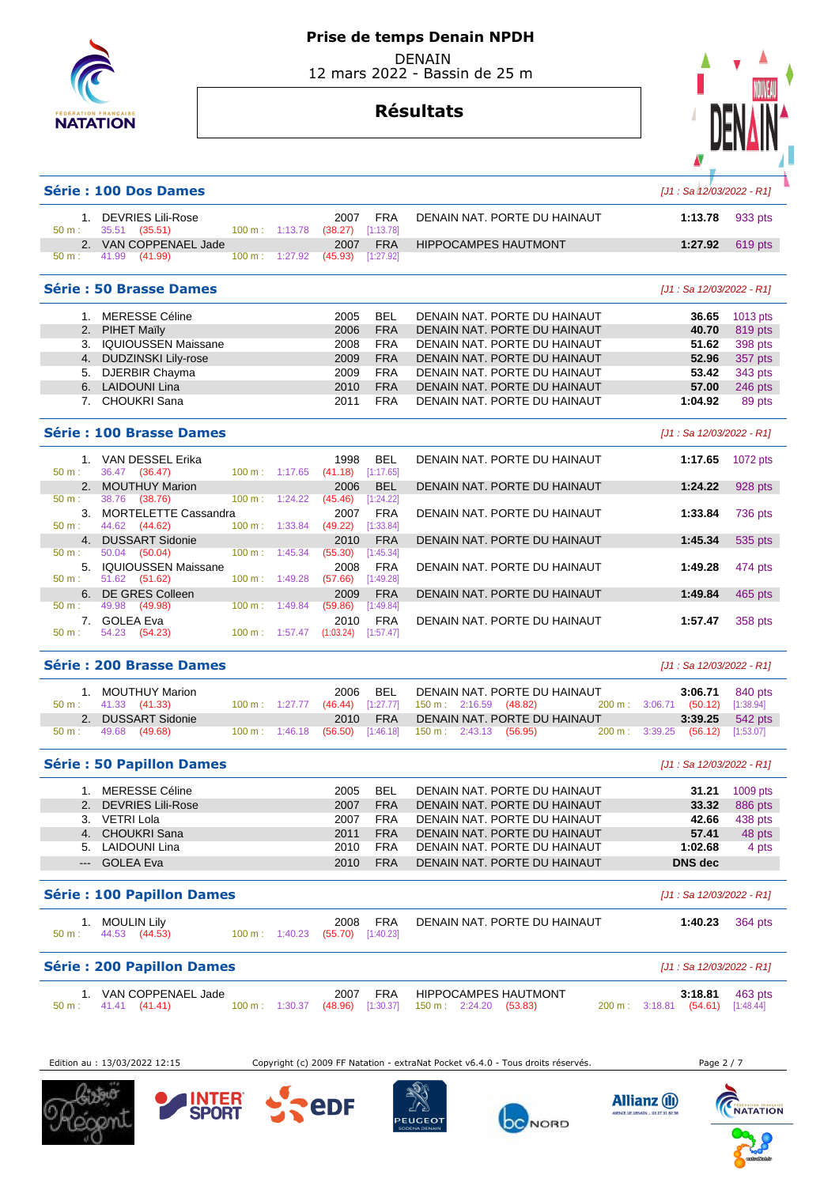# Prise de temps Denain NPDH

DENAIN
12 mars 2022 - Bassin de 25 m

## Résultats

### Série : 100 Dos Dames

*[J1 : Sa 12/03/2022 - R1]*

| Rang | Nom | Année | Nat. | Club | Temps | Points |
|---|---|---|---|---|---|---|
| 1. | DEVRIES Lili-Rose | 2007 | FRA | DENAIN NAT. PORTE DU HAINAUT | **1:13.78** | 933 pts |
| | 50 m : 35.51 (35.51) 100 m : 1:13.78 (38.27) [1:13.78] | | | | | |
| 2. | VAN COPPENAEL Jade | 2007 | FRA | HIPPOCAMPES HAUTMONT | **1:27.92** | 619 pts |
| | 50 m : 41.99 (41.99) 100 m : 1:27.92 (45.93) [1:27.92] | | | | | |

### Série : 50 Brasse Dames

*[J1 : Sa 12/03/2022 - R1]*

| Rang | Nom | Année | Nat. | Club | Temps | Points |
|---|---|---|---|---|---|---|
| 1. | MERESSE Céline | 2005 | BEL | DENAIN NAT. PORTE DU HAINAUT | **36.65** | 1013 pts |
| 2. | PIHET Maily | 2006 | FRA | DENAIN NAT. PORTE DU HAINAUT | **40.70** | 819 pts |
| 3. | IQUIOUSSEN Maissane | 2008 | FRA | DENAIN NAT. PORTE DU HAINAUT | **51.62** | 398 pts |
| 4. | DUDZINSKI Lily-rose | 2009 | FRA | DENAIN NAT. PORTE DU HAINAUT | **52.96** | 357 pts |
| 5. | DJERBIR Chayma | 2009 | FRA | DENAIN NAT. PORTE DU HAINAUT | **53.42** | 343 pts |
| 6. | LAIDOUNI Lina | 2010 | FRA | DENAIN NAT. PORTE DU HAINAUT | **57.00** | 246 pts |
| 7. | CHOUKRI Sana | 2011 | FRA | DENAIN NAT. PORTE DU HAINAUT | **1:04.92** | 89 pts |

### Série : 100 Brasse Dames

*[J1 : Sa 12/03/2022 - R1]*

| Rang | Nom | Année | Nat. | Club | Temps | Points |
|---|---|---|---|---|---|---|
| 1. | VAN DESSEL Erika | 1998 | BEL | DENAIN NAT. PORTE DU HAINAUT | **1:17.65** | 1072 pts |
| | 50 m : 36.47 (36.47) 100 m : 1:17.65 (41.18) [1:17.65] | | | | | |
| 2. | MOUTHUY Marion | 2006 | BEL | DENAIN NAT. PORTE DU HAINAUT | **1:24.22** | 928 pts |
| | 50 m : 38.76 (38.76) 100 m : 1:24.22 (45.46) [1:24.22] | | | | | |
| 3. | MORTELETTE Cassandra | 2007 | FRA | DENAIN NAT. PORTE DU HAINAUT | **1:33.84** | 736 pts |
| | 50 m : 44.62 (44.62) 100 m : 1:33.84 (49.22) [1:33.84] | | | | | |
| 4. | DUSSART Sidonie | 2010 | FRA | DENAIN NAT. PORTE DU HAINAUT | **1:45.34** | 535 pts |
| | 50 m : 50.04 (50.04) 100 m : 1:45.34 (55.30) [1:45.34] | | | | | |
| 5. | IQUIOUSSEN Maissane | 2008 | FRA | DENAIN NAT. PORTE DU HAINAUT | **1:49.28** | 474 pts |
| | 50 m : 51.62 (51.62) 100 m : 1:49.28 (57.66) [1:49.28] | | | | | |
| 6. | DE GRES Colleen | 2009 | FRA | DENAIN NAT. PORTE DU HAINAUT | **1:49.84** | 465 pts |
| | 50 m : 49.98 (49.98) 100 m : 1:49.84 (59.86) [1:49.84] | | | | | |
| 7. | GOLEA Eva | 2010 | FRA | DENAIN NAT. PORTE DU HAINAUT | **1:57.47** | 358 pts |
| | 50 m : 54.23 (54.23) 100 m : 1:57.47 (1:03.24) [1:57.47] | | | | | |

### Série : 200 Brasse Dames

*[J1 : Sa 12/03/2022 - R1]*

| Rang | Nom | Année | Nat. | Club | Temps | Points |
|---|---|---|---|---|---|---|
| 1. | MOUTHUY Marion | 2006 | BEL | DENAIN NAT. PORTE DU HAINAUT | **3:06.71** | 840 pts |
| | 50 m : 41.33 (41.33) 100 m : 1:27.77 (46.44) [1:27.77] 150 m : 2:16.59 (48.82) 200 m : 3:06.71 (50.12) [1:38.94] | | | | | |
| 2. | DUSSART Sidonie | 2010 | FRA | DENAIN NAT. PORTE DU HAINAUT | **3:39.25** | 542 pts |
| | 50 m : 49.68 (49.68) 100 m : 1:46.18 (56.50) [1:46.18] 150 m : 2:43.13 (56.95) 200 m : 3:39.25 (56.12) [1:53.07] | | | | | |

### Série : 50 Papillon Dames

*[J1 : Sa 12/03/2022 - R1]*

| Rang | Nom | Année | Nat. | Club | Temps | Points |
|---|---|---|---|---|---|---|
| 1. | MERESSE Céline | 2005 | BEL | DENAIN NAT. PORTE DU HAINAUT | **31.21** | 1009 pts |
| 2. | DEVRIES Lili-Rose | 2007 | FRA | DENAIN NAT. PORTE DU HAINAUT | **33.32** | 886 pts |
| 3. | VETRI Lola | 2007 | FRA | DENAIN NAT. PORTE DU HAINAUT | **42.66** | 438 pts |
| 4. | CHOUKRI Sana | 2011 | FRA | DENAIN NAT. PORTE DU HAINAUT | **57.41** | 48 pts |
| 5. | LAIDOUNI Lina | 2010 | FRA | DENAIN NAT. PORTE DU HAINAUT | **1:02.68** | 4 pts |
| --- | GOLEA Eva | 2010 | FRA | DENAIN NAT. PORTE DU HAINAUT | **DNS dec** | |

### Série : 100 Papillon Dames

*[J1 : Sa 12/03/2022 - R1]*

| Rang | Nom | Année | Nat. | Club | Temps | Points |
|---|---|---|---|---|---|---|
| 1. | MOULIN Lily | 2008 | FRA | DENAIN NAT. PORTE DU HAINAUT | **1:40.23** | 364 pts |
| | 50 m : 44.53 (44.53) 100 m : 1:40.23 (55.70) [1:40.23] | | | | | |

### Série : 200 Papillon Dames

*[J1 : Sa 12/03/2022 - R1]*

| Rang | Nom | Année | Nat. | Club | Temps | Points |
|---|---|---|---|---|---|---|
| 1. | VAN COPPENAEL Jade | 2007 | FRA | HIPPOCAMPES HAUTMONT | **3:18.81** | 463 pts |
| | 50 m : 41.41 (41.41) 100 m : 1:30.37 (48.96) [1:30.37] 150 m : 2:24.20 (53.83) 200 m : 3:18.81 (54.61) [1:48.44] | | | | | |

Edition au : 13/03/2022 12:15 — Copyright (c) 2009 FF Natation - extraNat Pocket v6.4.0 - Tous droits réservés.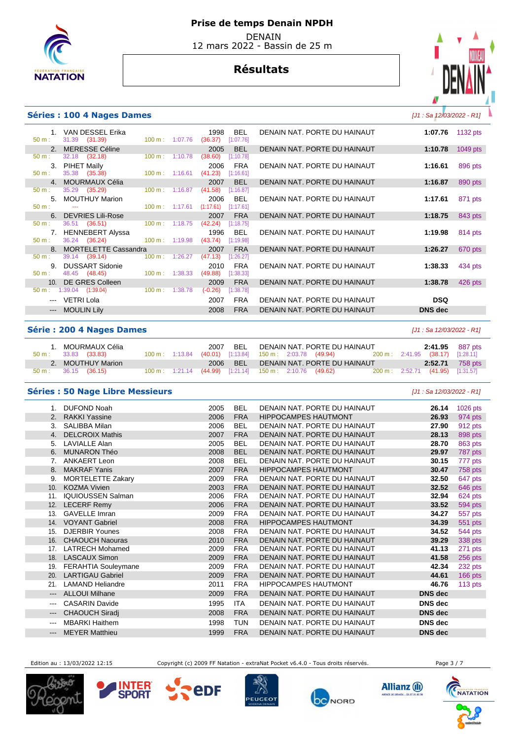# Prise de temps Denain NPDH

DENAIN
12 mars 2022 - Bassin de 25 m

## Résultats

### Séries : 100 4 Nages Dames

*[J1 : Sa 12/03/2022 - R1]*

| Rang | Nom | 50 m | 100 m | Année | Nat. | Club | Temps | Points |
|---|---|---|---|---|---|---|---|---|
| 1. | VAN DESSEL Erika | 31.39 (31.39) | 1:07.76 (36.37) [1:07.76] | 1998 | BEL | DENAIN NAT. PORTE DU HAINAUT | 1:07.76 | 1132 pts |
| 2. | MERESSE Céline | 32.18 (32.18) | 1:10.78 (38.60) [1:10.78] | 2005 | BEL | DENAIN NAT. PORTE DU HAINAUT | 1:10.78 | 1049 pts |
| 3. | PIHET Maïly | 35.38 (35.38) | 1:16.61 (41.23) [1:16.61] | 2006 | FRA | DENAIN NAT. PORTE DU HAINAUT | 1:16.61 | 896 pts |
| 4. | MOURMAUX Célia | 35.29 (35.29) | 1:16.87 (41.58) [1:16.87] | 2007 | BEL | DENAIN NAT. PORTE DU HAINAUT | 1:16.87 | 890 pts |
| 5. | MOUTHUY Marion | --- | 1:17.61 (1:17.61) [1:17.61] | 2006 | BEL | DENAIN NAT. PORTE DU HAINAUT | 1:17.61 | 871 pts |
| 6. | DEVRIES Lili-Rose | 36.51 (36.51) | 1:18.75 (42.24) [1:18.75] | 2007 | FRA | DENAIN NAT. PORTE DU HAINAUT | 1:18.75 | 843 pts |
| 7. | HENNEBERT Alyssa | 36.24 (36.24) | 1:19.98 (43.74) [1:19.98] | 1996 | BEL | DENAIN NAT. PORTE DU HAINAUT | 1:19.98 | 814 pts |
| 8. | MORTELETTE Cassandra | 39.14 (39.14) | 1:26.27 (47.13) [1:26.27] | 2007 | FRA | DENAIN NAT. PORTE DU HAINAUT | 1:26.27 | 670 pts |
| 9. | DUSSART Sidonie | 48.45 (48.45) | 1:38.33 (49.88) [1:38.33] | 2010 | FRA | DENAIN NAT. PORTE DU HAINAUT | 1:38.33 | 434 pts |
| 10. | DE GRES Colleen | 1:39.04 (1:39.04) | 1:38.78 (-0.26) [1:38.78] | 2009 | FRA | DENAIN NAT. PORTE DU HAINAUT | 1:38.78 | 426 pts |
| --- | VETRI Lola | | | 2007 | FRA | DENAIN NAT. PORTE DU HAINAUT | DSQ | |
| --- | MOULIN Lily | | | 2008 | FRA | DENAIN NAT. PORTE DU HAINAUT | DNS dec | |

### Série : 200 4 Nages Dames

*[J1 : Sa 12/03/2022 - R1]*

| Rang | Nom | 50 m | 100 m | 150 m | 200 m | Année | Nat. | Club | Temps | Points |
|---|---|---|---|---|---|---|---|---|---|---|
| 1. | MOURMAUX Célia | 33.83 (33.83) | 1:13.84 (40.01) [1:13.84] | 2:03.78 (49.94) | 2:41.95 (38.17) [1:28.11] | 2007 | BEL | DENAIN NAT. PORTE DU HAINAUT | 2:41.95 | 887 pts |
| 2. | MOUTHUY Marion | 36.15 (36.15) | 1:21.14 (44.99) [1:21.14] | 2:10.76 (49.62) | 2:52.71 (41.95) [1:31.57] | 2006 | BEL | DENAIN NAT. PORTE DU HAINAUT | 2:52.71 | 758 pts |

### Séries : 50 Nage Libre Messieurs

*[J1 : Sa 12/03/2022 - R1]*

| Rang | Nom | Année | Nat. | Club | Temps | Points |
|---|---|---|---|---|---|---|
| 1. | DUFOND Noah | 2005 | BEL | DENAIN NAT. PORTE DU HAINAUT | 26.14 | 1026 pts |
| 2. | RAKKI Yassine | 2006 | FRA | HIPPOCAMPES HAUTMONT | 26.93 | 974 pts |
| 3. | SALIBBA Milan | 2006 | BEL | DENAIN NAT. PORTE DU HAINAUT | 27.90 | 912 pts |
| 4. | DELCROIX Mathis | 2007 | FRA | DENAIN NAT. PORTE DU HAINAUT | 28.13 | 898 pts |
| 5. | LAVIALLE Alan | 2005 | BEL | DENAIN NAT. PORTE DU HAINAUT | 28.70 | 863 pts |
| 6. | MUNARON Théo | 2008 | BEL | DENAIN NAT. PORTE DU HAINAUT | 29.97 | 787 pts |
| 7. | ANKAERT Leon | 2008 | BEL | DENAIN NAT. PORTE DU HAINAUT | 30.15 | 777 pts |
| 8. | MAKRAF Yanis | 2007 | FRA | HIPPOCAMPES HAUTMONT | 30.47 | 758 pts |
| 9. | MORTELETTE Zakary | 2009 | FRA | DENAIN NAT. PORTE DU HAINAUT | 32.50 | 647 pts |
| 10. | KOZMA Vivien | 2003 | FRA | DENAIN NAT. PORTE DU HAINAUT | 32.52 | 646 pts |
| 11. | IQUIOUSSEN Salman | 2006 | FRA | DENAIN NAT. PORTE DU HAINAUT | 32.94 | 624 pts |
| 12. | LECERF Remy | 2006 | FRA | DENAIN NAT. PORTE DU HAINAUT | 33.52 | 594 pts |
| 13. | GAVELLE Imran | 2009 | FRA | DENAIN NAT. PORTE DU HAINAUT | 34.27 | 557 pts |
| 14. | VOYANT Gabriel | 2008 | FRA | HIPPOCAMPES HAUTMONT | 34.39 | 551 pts |
| 15. | DJERBIR Younes | 2008 | FRA | DENAIN NAT. PORTE DU HAINAUT | 34.52 | 544 pts |
| 16. | CHAOUCH Naouras | 2010 | FRA | DENAIN NAT. PORTE DU HAINAUT | 39.29 | 338 pts |
| 17. | LATRECH Mohamed | 2009 | FRA | DENAIN NAT. PORTE DU HAINAUT | 41.13 | 271 pts |
| 18. | LASCAUX Simon | 2009 | FRA | DENAIN NAT. PORTE DU HAINAUT | 41.58 | 256 pts |
| 19. | FERAHTIA Souleymane | 2009 | FRA | DENAIN NAT. PORTE DU HAINAUT | 42.34 | 232 pts |
| 20. | LARTIGAU Gabriel | 2009 | FRA | DENAIN NAT. PORTE DU HAINAUT | 44.61 | 166 pts |
| 21. | LAMAND Heliandre | 2011 | FRA | HIPPOCAMPES HAUTMONT | 46.76 | 113 pts |
| --- | ALLOUI Milhane | 2009 | FRA | DENAIN NAT. PORTE DU HAINAUT | DNS dec | |
| --- | CASARIN Davide | 1995 | ITA | DENAIN NAT. PORTE DU HAINAUT | DNS dec | |
| --- | CHAOUCH Siradj | 2008 | FRA | DENAIN NAT. PORTE DU HAINAUT | DNS dec | |
| --- | MBARKI Haithem | 1998 | TUN | DENAIN NAT. PORTE DU HAINAUT | DNS dec | |
| --- | MEYER Matthieu | 1999 | FRA | DENAIN NAT. PORTE DU HAINAUT | DNS dec | |

Edition au : 13/03/2022 12:15 — Copyright (c) 2009 FF Natation - extraNat Pocket v6.4.0 - Tous droits réservés.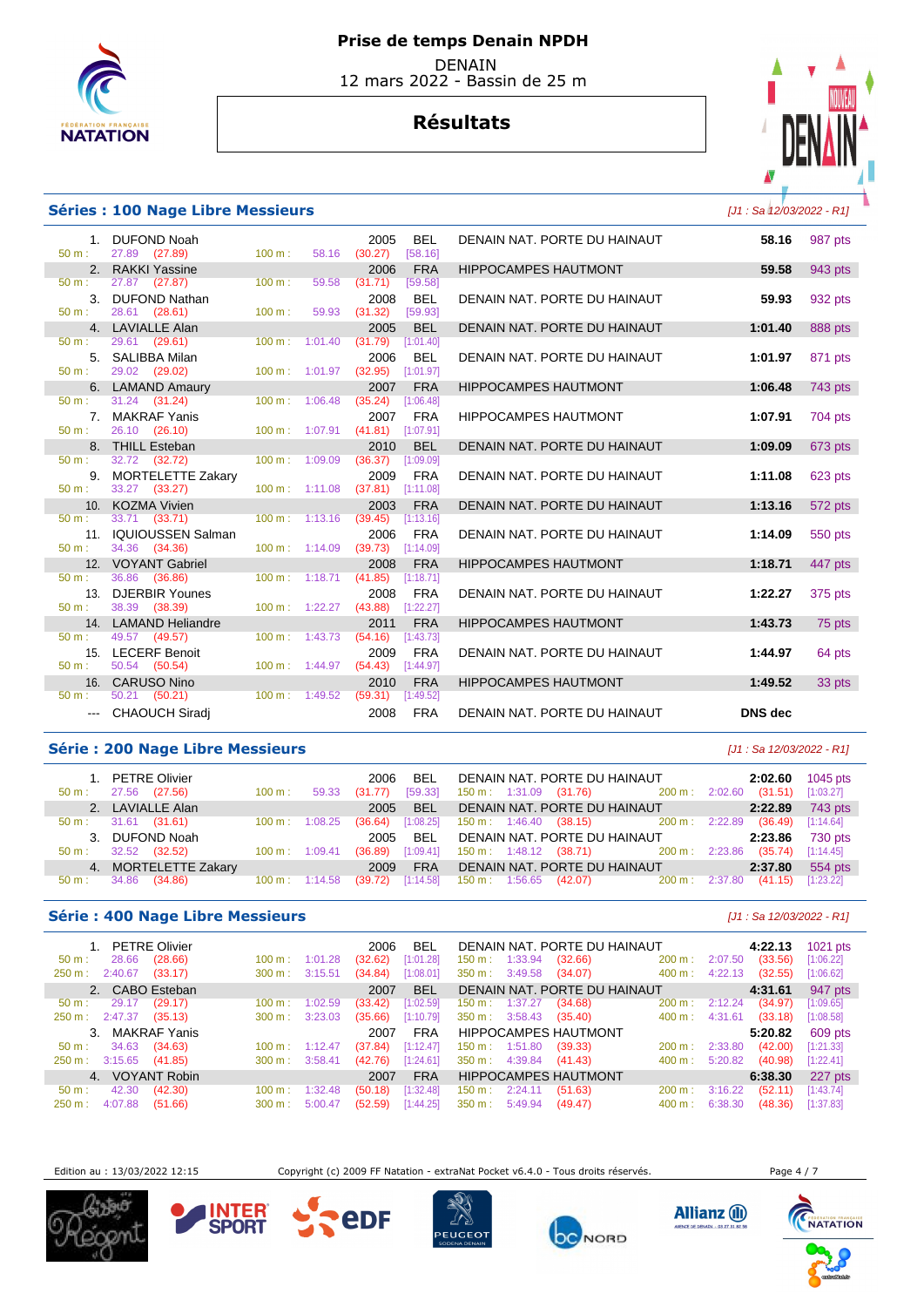# Prise de temps Denain NPDH

DENAIN
12 mars 2022 - Bassin de 25 m

## Résultats

### Séries : 100 Nage Libre Messieurs

*[J1 : Sa 12/03/2022 - R1]*

| Rg | Nom | Année | Nat. | Club | Temps | Points |
|---|---|---|---|---|---|---|
| 1. | DUFOND Noah | 2005 | BEL | DENAIN NAT. PORTE DU HAINAUT | **58.16** | 987 pts |
| | 50 m : 27.89 (27.89) — 100 m : 58.16 (30.27) [58.16] | | | | | |
| 2. | RAKKI Yassine | 2006 | FRA | HIPPOCAMPES HAUTMONT | **59.58** | 943 pts |
| | 50 m : 27.87 (27.87) — 100 m : 59.58 (31.71) [59.58] | | | | | |
| 3. | DUFOND Nathan | 2008 | BEL | DENAIN NAT. PORTE DU HAINAUT | **59.93** | 932 pts |
| | 50 m : 28.61 (28.61) — 100 m : 59.93 (31.32) [59.93] | | | | | |
| 4. | LAVIALLE Alan | 2005 | BEL | DENAIN NAT. PORTE DU HAINAUT | **1:01.40** | 888 pts |
| | 50 m : 29.61 (29.61) — 100 m : 1:01.40 (31.79) [1:01.40] | | | | | |
| 5. | SALIBBA Milan | 2006 | BEL | DENAIN NAT. PORTE DU HAINAUT | **1:01.97** | 871 pts |
| | 50 m : 29.02 (29.02) — 100 m : 1:01.97 (32.95) [1:01.97] | | | | | |
| 6. | LAMAND Amaury | 2007 | FRA | HIPPOCAMPES HAUTMONT | **1:06.48** | 743 pts |
| | 50 m : 31.24 (31.24) — 100 m : 1:06.48 (35.24) [1:06.48] | | | | | |
| 7. | MAKRAF Yanis | 2007 | FRA | HIPPOCAMPES HAUTMONT | **1:07.91** | 704 pts |
| | 50 m : 26.10 (26.10) — 100 m : 1:07.91 (41.81) [1:07.91] | | | | | |
| 8. | THILL Esteban | 2010 | BEL | DENAIN NAT. PORTE DU HAINAUT | **1:09.09** | 673 pts |
| | 50 m : 32.72 (32.72) — 100 m : 1:09.09 (36.37) [1:09.09] | | | | | |
| 9. | MORTELETTE Zakary | 2009 | FRA | DENAIN NAT. PORTE DU HAINAUT | **1:11.08** | 623 pts |
| | 50 m : 33.27 (33.27) — 100 m : 1:11.08 (37.81) [1:11.08] | | | | | |
| 10. | KOZMA Vivien | 2003 | FRA | DENAIN NAT. PORTE DU HAINAUT | **1:13.16** | 572 pts |
| | 50 m : 33.71 (33.71) — 100 m : 1:13.16 (39.45) [1:13.16] | | | | | |
| 11. | IQUIOUSSEN Salman | 2006 | FRA | DENAIN NAT. PORTE DU HAINAUT | **1:14.09** | 550 pts |
| | 50 m : 34.36 (34.36) — 100 m : 1:14.09 (39.73) [1:14.09] | | | | | |
| 12. | VOYANT Gabriel | 2008 | FRA | HIPPOCAMPES HAUTMONT | **1:18.71** | 447 pts |
| | 50 m : 36.86 (36.86) — 100 m : 1:18.71 (41.85) [1:18.71] | | | | | |
| 13. | DJERBIR Younes | 2008 | FRA | DENAIN NAT. PORTE DU HAINAUT | **1:22.27** | 375 pts |
| | 50 m : 38.39 (38.39) — 100 m : 1:22.27 (43.88) [1:22.27] | | | | | |
| 14. | LAMAND Heliandre | 2011 | FRA | HIPPOCAMPES HAUTMONT | **1:43.73** | 75 pts |
| | 50 m : 49.57 (49.57) — 100 m : 1:43.73 (54.16) [1:43.73] | | | | | |
| 15. | LECERF Benoit | 2009 | FRA | DENAIN NAT. PORTE DU HAINAUT | **1:44.97** | 64 pts |
| | 50 m : 50.54 (50.54) — 100 m : 1:44.97 (54.43) [1:44.97] | | | | | |
| 16. | CARUSO Nino | 2010 | FRA | HIPPOCAMPES HAUTMONT | **1:49.52** | 33 pts |
| | 50 m : 50.21 (50.21) — 100 m : 1:49.52 (59.31) [1:49.52] | | | | | |
| --- | CHAOUCH Siradj | 2008 | FRA | DENAIN NAT. PORTE DU HAINAUT | **DNS dec** | |

### Série : 200 Nage Libre Messieurs

*[J1 : Sa 12/03/2022 - R1]*

| Rg | Nom | Année | Nat. | Club | Temps | Points |
|---|---|---|---|---|---|---|
| 1. | PETRE Olivier | 2006 | BEL | DENAIN NAT. PORTE DU HAINAUT | **2:02.60** | 1045 pts |
| | 50 m : 27.56 (27.56) — 100 m : 59.33 (31.77) [59.33] — 150 m : 1:31.09 (31.76) — 200 m : 2:02.60 (31.51) [1:03.27] | | | | | |
| 2. | LAVIALLE Alan | 2005 | BEL | DENAIN NAT. PORTE DU HAINAUT | **2:22.89** | 743 pts |
| | 50 m : 31.61 (31.61) — 100 m : 1:08.25 (36.64) [1:08.25] — 150 m : 1:46.40 (38.15) — 200 m : 2:22.89 (36.49) [1:14.64] | | | | | |
| 3. | DUFOND Noah | 2005 | BEL | DENAIN NAT. PORTE DU HAINAUT | **2:23.86** | 730 pts |
| | 50 m : 32.52 (32.52) — 100 m : 1:09.41 (36.89) [1:09.41] — 150 m : 1:48.12 (38.71) — 200 m : 2:23.86 (35.74) [1:14.45] | | | | | |
| 4. | MORTELETTE Zakary | 2009 | FRA | DENAIN NAT. PORTE DU HAINAUT | **2:37.80** | 554 pts |
| | 50 m : 34.86 (34.86) — 100 m : 1:14.58 (39.72) [1:14.58] — 150 m : 1:56.65 (42.07) — 200 m : 2:37.80 (41.15) [1:23.22] | | | | | |

### Série : 400 Nage Libre Messieurs

*[J1 : Sa 12/03/2022 - R1]*

| Rg | Nom | Année | Nat. | Club | Temps | Points |
|---|---|---|---|---|---|---|
| 1. | PETRE Olivier | 2006 | BEL | DENAIN NAT. PORTE DU HAINAUT | **4:22.13** | 1021 pts |
| | 50 m : 28.66 (28.66) — 100 m : 1:01.28 (32.62) [1:01.28] — 150 m : 1:33.94 (32.66) — 200 m : 2:07.50 (33.56) [1:06.22] | | | | | |
| | 250 m : 2:40.67 (33.17) — 300 m : 3:15.51 (34.84) [1:08.01] — 350 m : 3:49.58 (34.07) — 400 m : 4:22.13 (32.55) [1:06.62] | | | | | |
| 2. | CABO Esteban | 2007 | BEL | DENAIN NAT. PORTE DU HAINAUT | **4:31.61** | 947 pts |
| | 50 m : 29.17 (29.17) — 100 m : 1:02.59 (33.42) [1:02.59] — 150 m : 1:37.27 (34.68) — 200 m : 2:12.24 (34.97) [1:09.65] | | | | | |
| | 250 m : 2:47.37 (35.13) — 300 m : 3:23.03 (35.66) [1:10.79] — 350 m : 3:58.43 (35.40) — 400 m : 4:31.61 (33.18) [1:08.58] | | | | | |
| 3. | MAKRAF Yanis | 2007 | FRA | HIPPOCAMPES HAUTMONT | **5:20.82** | 609 pts |
| | 50 m : 34.63 (34.63) — 100 m : 1:12.47 (37.84) [1:12.47] — 150 m : 1:51.80 (39.33) — 200 m : 2:33.80 (42.00) [1:21.33] | | | | | |
| | 250 m : 3:15.65 (41.85) — 300 m : 3:58.41 (42.76) [1:24.61] — 350 m : 4:39.84 (41.43) — 400 m : 5:20.82 (40.98) [1:22.41] | | | | | |
| 4. | VOYANT Robin | 2007 | FRA | HIPPOCAMPES HAUTMONT | **6:38.30** | 227 pts |
| | 50 m : 42.30 (42.30) — 100 m : 1:32.48 (50.18) [1:32.48] — 150 m : 2:24.11 (51.63) — 200 m : 3:16.22 (52.11) [1:43.74] | | | | | |
| | 250 m : 4:07.88 (51.66) — 300 m : 5:00.47 (52.59) [1:44.25] — 350 m : 5:49.94 (49.47) — 400 m : 6:38.30 (48.36) [1:37.83] | | | | | |

Edition au : 13/03/2022 12:15 — Copyright (c) 2009 FF Natation - extraNat Pocket v6.4.0 - Tous droits réservés.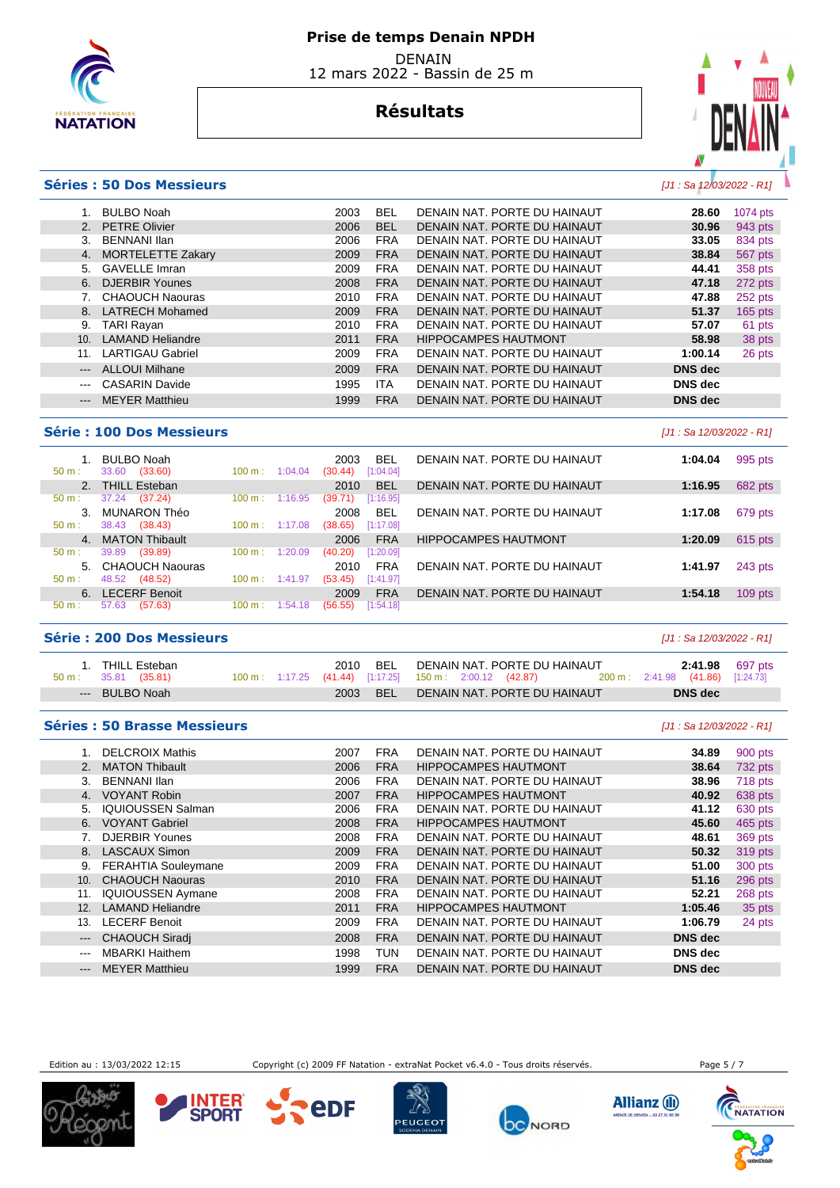# Prise de temps Denain NPDH

DENAIN
12 mars 2022 - Bassin de 25 m

## Résultats

### Séries : 50 Dos Messieurs

*[J1 : Sa 12/03/2022 - R1]*

| Rang | Nom | Année | Nat. | Club | Temps | Points |
|---|---|---|---|---|---|---|
| 1. | BULBO Noah | 2003 | BEL | DENAIN NAT. PORTE DU HAINAUT | **28.60** | 1074 pts |
| 2. | PETRE Olivier | 2006 | BEL | DENAIN NAT. PORTE DU HAINAUT | **30.96** | 943 pts |
| 3. | BENNANI Ilan | 2006 | FRA | DENAIN NAT. PORTE DU HAINAUT | **33.05** | 834 pts |
| 4. | MORTELETTE Zakary | 2009 | FRA | DENAIN NAT. PORTE DU HAINAUT | **38.84** | 567 pts |
| 5. | GAVELLE Imran | 2009 | FRA | DENAIN NAT. PORTE DU HAINAUT | **44.41** | 358 pts |
| 6. | DJERBIR Younes | 2008 | FRA | DENAIN NAT. PORTE DU HAINAUT | **47.18** | 272 pts |
| 7. | CHAOUCH Naouras | 2010 | FRA | DENAIN NAT. PORTE DU HAINAUT | **47.88** | 252 pts |
| 8. | LATRECH Mohamed | 2009 | FRA | DENAIN NAT. PORTE DU HAINAUT | **51.37** | 165 pts |
| 9. | TARI Rayan | 2010 | FRA | DENAIN NAT. PORTE DU HAINAUT | **57.07** | 61 pts |
| 10. | LAMAND Heliandre | 2011 | FRA | HIPPOCAMPES HAUTMONT | **58.98** | 38 pts |
| 11. | LARTIGAU Gabriel | 2009 | FRA | DENAIN NAT. PORTE DU HAINAUT | **1:00.14** | 26 pts |
| --- | ALLOUI Milhane | 2009 | FRA | DENAIN NAT. PORTE DU HAINAUT | **DNS dec** | |
| --- | CASARIN Davide | 1995 | ITA | DENAIN NAT. PORTE DU HAINAUT | **DNS dec** | |
| --- | MEYER Matthieu | 1999 | FRA | DENAIN NAT. PORTE DU HAINAUT | **DNS dec** | |

### Série : 100 Dos Messieurs

*[J1 : Sa 12/03/2022 - R1]*

| Rang | Nom | Année | Nat. | Club | Temps | Points |
|---|---|---|---|---|---|---|
| 1. | BULBO Noah | 2003 | BEL | DENAIN NAT. PORTE DU HAINAUT | **1:04.04** | 995 pts |
| | 50 m : 33.60 (33.60) — 100 m : 1:04.04 (30.44) [1:04.04] | | | | | |
| 2. | THILL Esteban | 2010 | BEL | DENAIN NAT. PORTE DU HAINAUT | **1:16.95** | 682 pts |
| | 50 m : 37.24 (37.24) — 100 m : 1:16.95 (39.71) [1:16.95] | | | | | |
| 3. | MUNARON Théo | 2008 | BEL | DENAIN NAT. PORTE DU HAINAUT | **1:17.08** | 679 pts |
| | 50 m : 38.43 (38.43) — 100 m : 1:17.08 (38.65) [1:17.08] | | | | | |
| 4. | MATON Thibault | 2006 | FRA | HIPPOCAMPES HAUTMONT | **1:20.09** | 615 pts |
| | 50 m : 39.89 (39.89) — 100 m : 1:20.09 (40.20) [1:20.09] | | | | | |
| 5. | CHAOUCH Naouras | 2010 | FRA | DENAIN NAT. PORTE DU HAINAUT | **1:41.97** | 243 pts |
| | 50 m : 48.52 (48.52) — 100 m : 1:41.97 (53.45) [1:41.97] | | | | | |
| 6. | LECERF Benoit | 2009 | FRA | DENAIN NAT. PORTE DU HAINAUT | **1:54.18** | 109 pts |
| | 50 m : 57.63 (57.63) — 100 m : 1:54.18 (56.55) [1:54.18] | | | | | |

### Série : 200 Dos Messieurs

*[J1 : Sa 12/03/2022 - R1]*

| Rang | Nom | Année | Nat. | Club | Temps | Points |
|---|---|---|---|---|---|---|
| 1. | THILL Esteban | 2010 | BEL | DENAIN NAT. PORTE DU HAINAUT | **2:41.98** | 697 pts |
| | 50 m : 35.81 (35.81) — 100 m : 1:17.25 (41.44) [1:17.25] — 150 m : 2:00.12 (42.87) — 200 m : 2:41.98 (41.86) [1:24.73] | | | | | |
| --- | BULBO Noah | 2003 | BEL | DENAIN NAT. PORTE DU HAINAUT | **DNS dec** | |

### Séries : 50 Brasse Messieurs

*[J1 : Sa 12/03/2022 - R1]*

| Rang | Nom | Année | Nat. | Club | Temps | Points |
|---|---|---|---|---|---|---|
| 1. | DELCROIX Mathis | 2007 | FRA | DENAIN NAT. PORTE DU HAINAUT | **34.89** | 900 pts |
| 2. | MATON Thibault | 2006 | FRA | HIPPOCAMPES HAUTMONT | **38.64** | 732 pts |
| 3. | BENNANI Ilan | 2006 | FRA | DENAIN NAT. PORTE DU HAINAUT | **38.96** | 718 pts |
| 4. | VOYANT Robin | 2007 | FRA | HIPPOCAMPES HAUTMONT | **40.92** | 638 pts |
| 5. | IQUIOUSSEN Salman | 2006 | FRA | DENAIN NAT. PORTE DU HAINAUT | **41.12** | 630 pts |
| 6. | VOYANT Gabriel | 2008 | FRA | HIPPOCAMPES HAUTMONT | **45.60** | 465 pts |
| 7. | DJERBIR Younes | 2008 | FRA | DENAIN NAT. PORTE DU HAINAUT | **48.61** | 369 pts |
| 8. | LASCAUX Simon | 2009 | FRA | DENAIN NAT. PORTE DU HAINAUT | **50.32** | 319 pts |
| 9. | FERAHTIA Souleymane | 2009 | FRA | DENAIN NAT. PORTE DU HAINAUT | **51.00** | 300 pts |
| 10. | CHAOUCH Naouras | 2010 | FRA | DENAIN NAT. PORTE DU HAINAUT | **51.16** | 296 pts |
| 11. | IQUIOUSSEN Aymane | 2008 | FRA | DENAIN NAT. PORTE DU HAINAUT | **52.21** | 268 pts |
| 12. | LAMAND Heliandre | 2011 | FRA | HIPPOCAMPES HAUTMONT | **1:05.46** | 35 pts |
| 13. | LECERF Benoit | 2009 | FRA | DENAIN NAT. PORTE DU HAINAUT | **1:06.79** | 24 pts |
| --- | CHAOUCH Siradj | 2008 | FRA | DENAIN NAT. PORTE DU HAINAUT | **DNS dec** | |
| --- | MBARKI Haithem | 1998 | TUN | DENAIN NAT. PORTE DU HAINAUT | **DNS dec** | |
| --- | MEYER Matthieu | 1999 | FRA | DENAIN NAT. PORTE DU HAINAUT | **DNS dec** | |

Edition au : 13/03/2022 12:15 — Copyright (c) 2009 FF Natation - extraNat Pocket v6.4.0 - Tous droits réservés.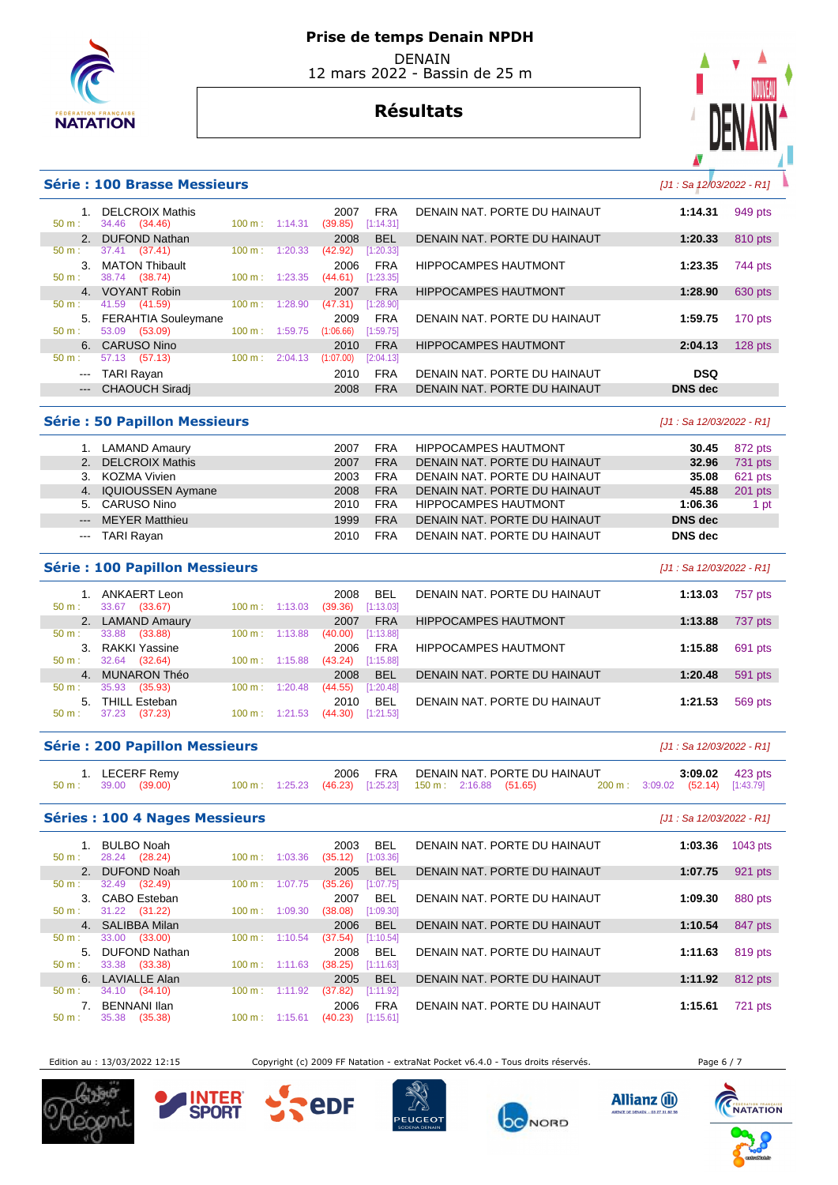# Prise de temps Denain NPDH

DENAIN
12 mars 2022 - Bassin de 25 m

## Résultats

### Série : 100 Brasse Messieurs

*[J1 : Sa 12/03/2022 - R1]*

| Rang | Nom | Année | Nat. | Club | Temps | Points |
|---|---|---|---|---|---|---|
| 1. | DELCROIX Mathis | 2007 | FRA | DENAIN NAT. PORTE DU HAINAUT | 1:14.31 | 949 pts |
| | 50 m : 34.46 (34.46) — 100 m : 1:14.31 (39.85) [1:14.31] | | | | | |
| 2. | DUFOND Nathan | 2008 | BEL | DENAIN NAT. PORTE DU HAINAUT | 1:20.33 | 810 pts |
| | 50 m : 37.41 (37.41) — 100 m : 1:20.33 (42.92) [1:20.33] | | | | | |
| 3. | MATON Thibault | 2006 | FRA | HIPPOCAMPES HAUTMONT | 1:23.35 | 744 pts |
| | 50 m : 38.74 (38.74) — 100 m : 1:23.35 (44.61) [1:23.35] | | | | | |
| 4. | VOYANT Robin | 2007 | FRA | HIPPOCAMPES HAUTMONT | 1:28.90 | 630 pts |
| | 50 m : 41.59 (41.59) — 100 m : 1:28.90 (47.31) [1:28.90] | | | | | |
| 5. | FERAHTIA Souleymane | 2009 | FRA | DENAIN NAT. PORTE DU HAINAUT | 1:59.75 | 170 pts |
| | 50 m : 53.09 (53.09) — 100 m : 1:59.75 (1:06.66) [1:59.75] | | | | | |
| 6. | CARUSO Nino | 2010 | FRA | HIPPOCAMPES HAUTMONT | 2:04.13 | 128 pts |
| | 50 m : 57.13 (57.13) — 100 m : 2:04.13 (1:07.00) [2:04.13] | | | | | |
| --- | TARI Rayan | 2010 | FRA | DENAIN NAT. PORTE DU HAINAUT | DSQ | |
| --- | CHAOUCH Siradj | 2008 | FRA | DENAIN NAT. PORTE DU HAINAUT | DNS dec | |

### Série : 50 Papillon Messieurs

*[J1 : Sa 12/03/2022 - R1]*

| Rang | Nom | Année | Nat. | Club | Temps | Points |
|---|---|---|---|---|---|---|
| 1. | LAMAND Amaury | 2007 | FRA | HIPPOCAMPES HAUTMONT | 30.45 | 872 pts |
| 2. | DELCROIX Mathis | 2007 | FRA | DENAIN NAT. PORTE DU HAINAUT | 32.96 | 731 pts |
| 3. | KOZMA Vivien | 2003 | FRA | DENAIN NAT. PORTE DU HAINAUT | 35.08 | 621 pts |
| 4. | IQUIOUSSEN Aymane | 2008 | FRA | DENAIN NAT. PORTE DU HAINAUT | 45.88 | 201 pts |
| 5. | CARUSO Nino | 2010 | FRA | HIPPOCAMPES HAUTMONT | 1:06.36 | 1 pt |
| --- | MEYER Matthieu | 1999 | FRA | DENAIN NAT. PORTE DU HAINAUT | DNS dec | |
| --- | TARI Rayan | 2010 | FRA | DENAIN NAT. PORTE DU HAINAUT | DNS dec | |

### Série : 100 Papillon Messieurs

*[J1 : Sa 12/03/2022 - R1]*

| Rang | Nom | Année | Nat. | Club | Temps | Points |
|---|---|---|---|---|---|---|
| 1. | ANKAERT Leon | 2008 | BEL | DENAIN NAT. PORTE DU HAINAUT | 1:13.03 | 757 pts |
| | 50 m : 33.67 (33.67) — 100 m : 1:13.03 (39.36) [1:13.03] | | | | | |
| 2. | LAMAND Amaury | 2007 | FRA | HIPPOCAMPES HAUTMONT | 1:13.88 | 737 pts |
| | 50 m : 33.88 (33.88) — 100 m : 1:13.88 (40.00) [1:13.88] | | | | | |
| 3. | RAKKI Yassine | 2006 | FRA | HIPPOCAMPES HAUTMONT | 1:15.88 | 691 pts |
| | 50 m : 32.64 (32.64) — 100 m : 1:15.88 (43.24) [1:15.88] | | | | | |
| 4. | MUNARON Théo | 2008 | BEL | DENAIN NAT. PORTE DU HAINAUT | 1:20.48 | 591 pts |
| | 50 m : 35.93 (35.93) — 100 m : 1:20.48 (44.55) [1:20.48] | | | | | |
| 5. | THILL Esteban | 2010 | BEL | DENAIN NAT. PORTE DU HAINAUT | 1:21.53 | 569 pts |
| | 50 m : 37.23 (37.23) — 100 m : 1:21.53 (44.30) [1:21.53] | | | | | |

### Série : 200 Papillon Messieurs

*[J1 : Sa 12/03/2022 - R1]*

| Rang | Nom | Année | Nat. | Club | Temps | Points |
|---|---|---|---|---|---|---|
| 1. | LECERF Remy | 2006 | FRA | DENAIN NAT. PORTE DU HAINAUT | 3:09.02 | 423 pts |
| | 50 m : 39.00 (39.00) — 100 m : 1:25.23 (46.23) [1:25.23] — 150 m : 2:16.88 (51.65) — 200 m : 3:09.02 (52.14) [1:43.79] | | | | | |

### Séries : 100 4 Nages Messieurs

*[J1 : Sa 12/03/2022 - R1]*

| Rang | Nom | Année | Nat. | Club | Temps | Points |
|---|---|---|---|---|---|---|
| 1. | BULBO Noah | 2003 | BEL | DENAIN NAT. PORTE DU HAINAUT | 1:03.36 | 1043 pts |
| | 50 m : 28.24 (28.24) — 100 m : 1:03.36 (35.12) [1:03.36] | | | | | |
| 2. | DUFOND Noah | 2005 | BEL | DENAIN NAT. PORTE DU HAINAUT | 1:07.75 | 921 pts |
| | 50 m : 32.49 (32.49) — 100 m : 1:07.75 (35.26) [1:07.75] | | | | | |
| 3. | CABO Esteban | 2007 | BEL | DENAIN NAT. PORTE DU HAINAUT | 1:09.30 | 880 pts |
| | 50 m : 31.22 (31.22) — 100 m : 1:09.30 (38.08) [1:09.30] | | | | | |
| 4. | SALIBBA Milan | 2006 | BEL | DENAIN NAT. PORTE DU HAINAUT | 1:10.54 | 847 pts |
| | 50 m : 33.00 (33.00) — 100 m : 1:10.54 (37.54) [1:10.54] | | | | | |
| 5. | DUFOND Nathan | 2008 | BEL | DENAIN NAT. PORTE DU HAINAUT | 1:11.63 | 819 pts |
| | 50 m : 33.38 (33.38) — 100 m : 1:11.63 (38.25) [1:11.63] | | | | | |
| 6. | LAVIALLE Alan | 2005 | BEL | DENAIN NAT. PORTE DU HAINAUT | 1:11.92 | 812 pts |
| | 50 m : 34.10 (34.10) — 100 m : 1:11.92 (37.82) [1:11.92] | | | | | |
| 7. | BENNANI Ilan | 2006 | FRA | DENAIN NAT. PORTE DU HAINAUT | 1:15.61 | 721 pts |
| | 50 m : 35.38 (35.38) — 100 m : 1:15.61 (40.23) [1:15.61] | | | | | |

Edition au : 13/03/2022 12:15 — Copyright (c) 2009 FF Natation - extraNat Pocket v6.4.0 - Tous droits réservés.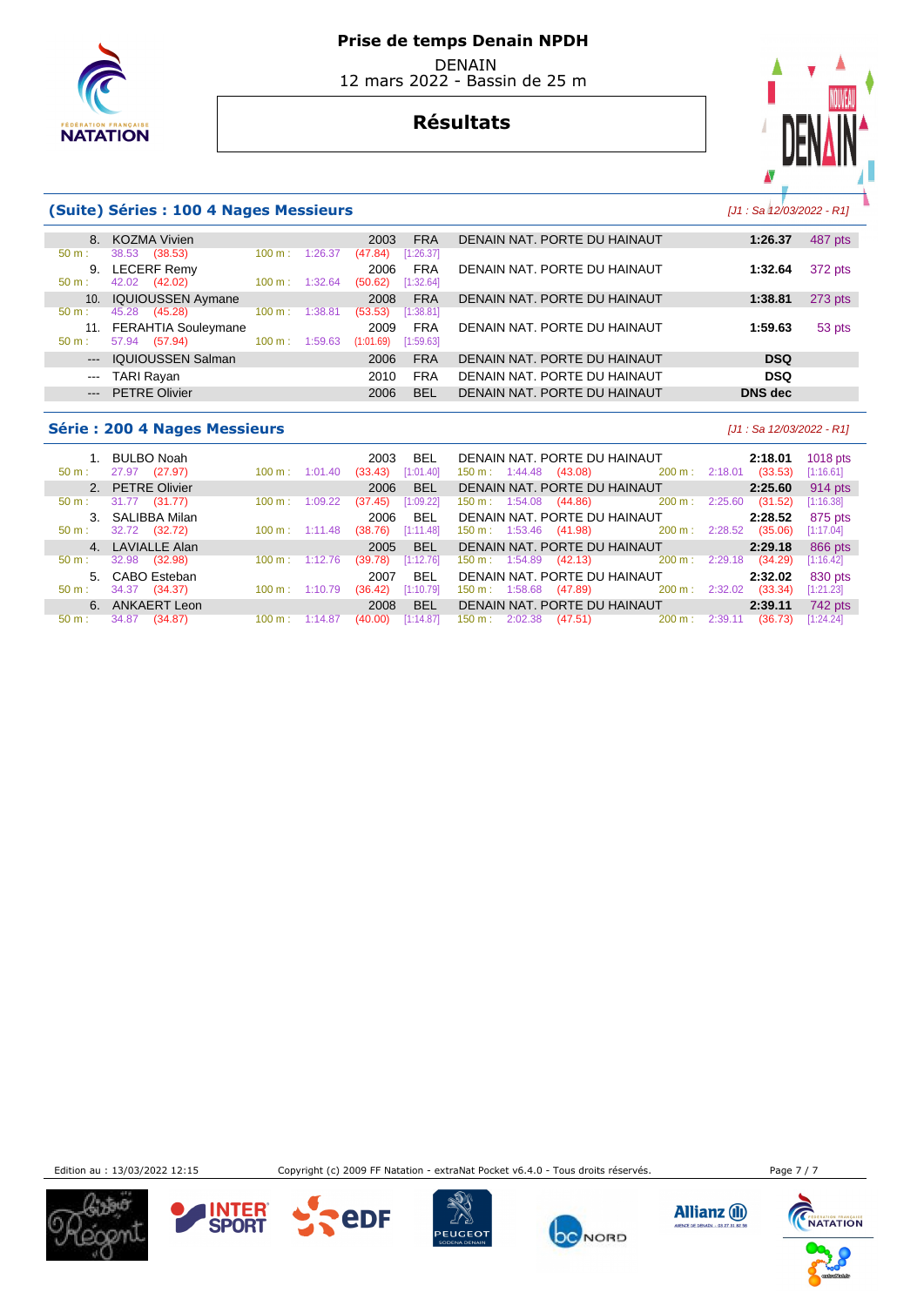# Prise de temps Denain NPDH

DENAIN
12 mars 2022 - Bassin de 25 m

## Résultats

### (Suite) Séries : 100 4 Nages Messieurs

*[J1 : Sa 12/03/2022 - R1]*

| | | | | | | | |
|---|---|---|---|---|---|---|---|
| 8. | KOZMA Vivien | 2003 | FRA | DENAIN NAT. PORTE DU HAINAUT | **1:26.37** | 487 pts | |
| 50 m : | 38.53 (38.53) | 100 m : 1:26.37 | (47.84) | [1:26.37] | | | |
| 9. | LECERF Remy | 2006 | FRA | DENAIN NAT. PORTE DU HAINAUT | **1:32.64** | 372 pts | |
| 50 m : | 42.02 (42.02) | 100 m : 1:32.64 | (50.62) | [1:32.64] | | | |
| 10. | IQUIOUSSEN Aymane | 2008 | FRA | DENAIN NAT. PORTE DU HAINAUT | **1:38.81** | 273 pts | |
| 50 m : | 45.28 (45.28) | 100 m : 1:38.81 | (53.53) | [1:38.81] | | | |
| 11. | FERAHTIA Souleymane | 2009 | FRA | DENAIN NAT. PORTE DU HAINAUT | **1:59.63** | 53 pts | |
| 50 m : | 57.94 (57.94) | 100 m : 1:59.63 | (1:01.69) | [1:59.63] | | | |
| --- | IQUIOUSSEN Salman | 2006 | FRA | DENAIN NAT. PORTE DU HAINAUT | **DSQ** | | |
| --- | TARI Rayan | 2010 | FRA | DENAIN NAT. PORTE DU HAINAUT | **DSQ** | | |
| --- | PETRE Olivier | 2006 | BEL | DENAIN NAT. PORTE DU HAINAUT | **DNS dec** | | |

### Série : 200 4 Nages Messieurs

*[J1 : Sa 12/03/2022 - R1]*

| | | | | | | | |
|---|---|---|---|---|---|---|---|
| 1. | BULBO Noah | 2003 | BEL | DENAIN NAT. PORTE DU HAINAUT | | **2:18.01** | 1018 pts |
| 50 m : 27.97 (27.97) | 100 m : 1:01.40 | (33.43) [1:01.40] | 150 m : 1:44.48 (43.08) | 200 m : 2:18.01 | (33.53) | [1:16.61] | |
| 2. | PETRE Olivier | 2006 | BEL | DENAIN NAT. PORTE DU HAINAUT | | **2:25.60** | 914 pts |
| 50 m : 31.77 (31.77) | 100 m : 1:09.22 | (37.45) [1:09.22] | 150 m : 1:54.08 (44.86) | 200 m : 2:25.60 | (31.52) | [1:16.38] | |
| 3. | SALIBBA Milan | 2006 | BEL | DENAIN NAT. PORTE DU HAINAUT | | **2:28.52** | 875 pts |
| 50 m : 32.72 (32.72) | 100 m : 1:11.48 | (38.76) [1:11.48] | 150 m : 1:53.46 (41.98) | 200 m : 2:28.52 | (35.06) | [1:17.04] | |
| 4. | LAVIALLE Alan | 2005 | BEL | DENAIN NAT. PORTE DU HAINAUT | | **2:29.18** | 866 pts |
| 50 m : 32.98 (32.98) | 100 m : 1:12.76 | (39.78) [1:12.76] | 150 m : 1:54.89 (42.13) | 200 m : 2:29.18 | (34.29) | [1:16.42] | |
| 5. | CABO Esteban | 2007 | BEL | DENAIN NAT. PORTE DU HAINAUT | | **2:32.02** | 830 pts |
| 50 m : 34.37 (34.37) | 100 m : 1:10.79 | (36.42) [1:10.79] | 150 m : 1:58.68 (47.89) | 200 m : 2:32.02 | (33.34) | [1:21.23] | |
| 6. | ANKAERT Leon | 2008 | BEL | DENAIN NAT. PORTE DU HAINAUT | | **2:39.11** | 742 pts |
| 50 m : 34.87 (34.87) | 100 m : 1:14.87 | (40.00) [1:14.87] | 150 m : 2:02.38 (47.51) | 200 m : 2:39.11 | (36.73) | [1:24.24] | |

Edition au : 13/03/2022 12:15 Copyright (c) 2009 FF Natation - extraNat Pocket v6.4.0 - Tous droits réservés.